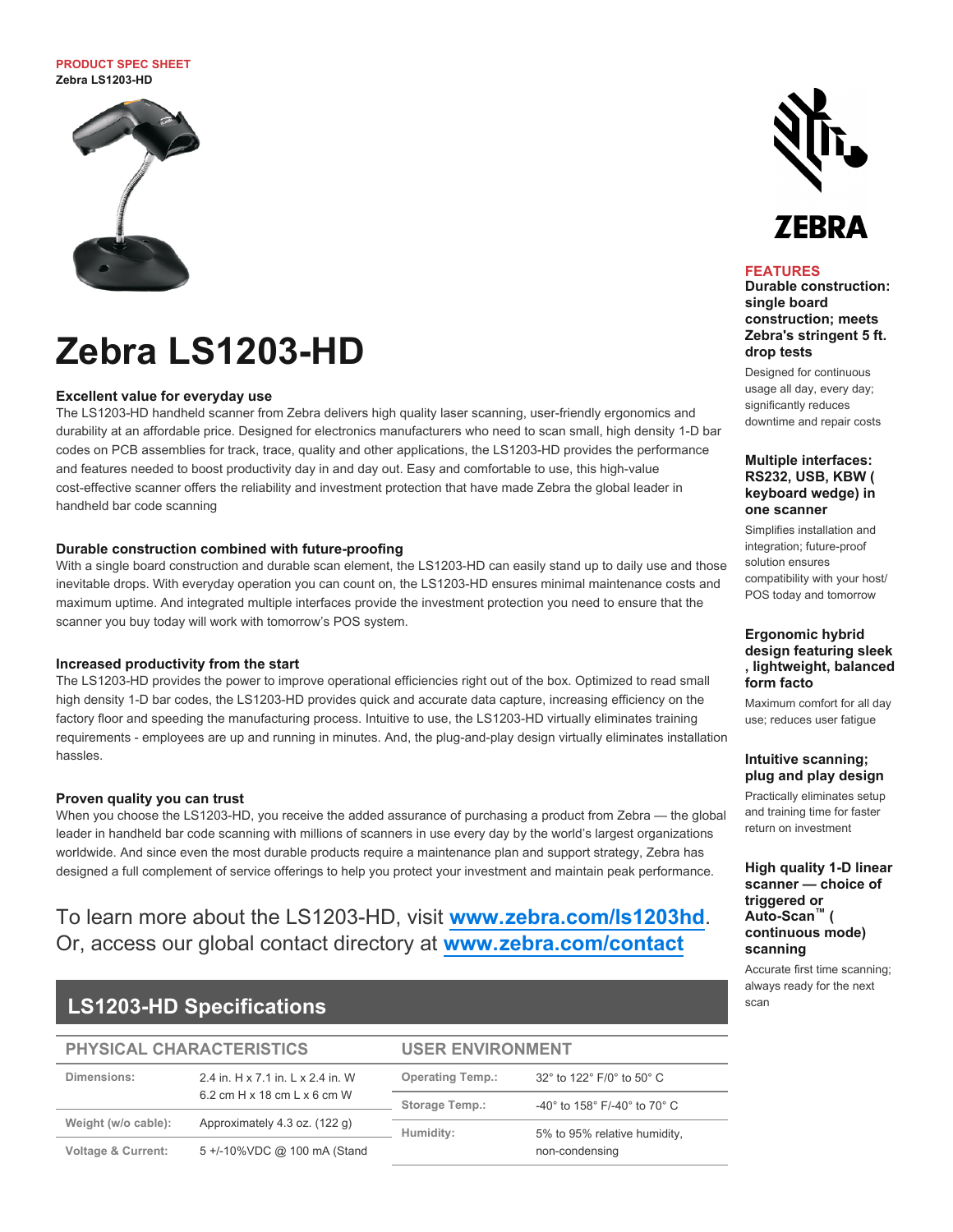PRODUCT SPEC SHEET
**Zebra LS1203-HD**

# Zebra LS1203-HD

### Excellent value for everyday use

The LS1203-HD handheld scanner from Zebra delivers high quality laser scanning, user-friendly ergonomics and durability at an affordable price. Designed for electronics manufacturers who need to scan small, high density 1-D bar codes on PCB assemblies for track, trace, quality and other applications, the LS1203-HD provides the performance and features needed to boost productivity day in and day out. Easy and comfortable to use, this high-value cost-effective scanner offers the reliability and investment protection that have made Zebra the global leader in handheld bar code scanning

### Durable construction combined with future-proofing

With a single board construction and durable scan element, the LS1203-HD can easily stand up to daily use and those inevitable drops. With everyday operation you can count on, the LS1203-HD ensures minimal maintenance costs and maximum uptime. And integrated multiple interfaces provide the investment protection you need to ensure that the scanner you buy today will work with tomorrow's POS system.

### Increased productivity from the start

The LS1203-HD provides the power to improve operational efficiencies right out of the box. Optimized to read small high density 1-D bar codes, the LS1203-HD provides quick and accurate data capture, increasing efficiency on the factory floor and speeding the manufacturing process. Intuitive to use, the LS1203-HD virtually eliminates training requirements - employees are up and running in minutes. And, the plug-and-play design virtually eliminates installation hassles.

### Proven quality you can trust

When you choose the LS1203-HD, you receive the added assurance of purchasing a product from Zebra — the global leader in handheld bar code scanning with millions of scanners in use every day by the world's largest organizations worldwide. And since even the most durable products require a maintenance plan and support strategy, Zebra has designed a full complement of service offerings to help you protect your investment and maintain peak performance.

To learn more about the LS1203-HD, visit **www.zebra.com/ls1203hd**. Or, access our global contact directory at **www.zebra.com/contact**

## FEATURES

**Durable construction: single board construction; meets Zebra's stringent 5 ft. drop tests**

Designed for continuous usage all day, every day; significantly reduces downtime and repair costs

**Multiple interfaces: RS232, USB, KBW ( keyboard wedge) in one scanner**

Simplifies installation and integration; future-proof solution ensures compatibility with your host/ POS today and tomorrow

**Ergonomic hybrid design featuring sleek , lightweight, balanced form facto**

Maximum comfort for all day use; reduces user fatigue

**Intuitive scanning; plug and play design**

Practically eliminates setup and training time for faster return on investment

**High quality 1-D linear scanner — choice of triggered or Auto-Scan™ ( continuous mode) scanning**

Accurate first time scanning; always ready for the next scan

## LS1203-HD Specifications

### PHYSICAL CHARACTERISTICS

| | |
|---|---|
| Dimensions: | 2.4 in. H x 7.1 in. L x 2.4 in. W<br>6.2 cm H x 18 cm L x 6 cm W |
| Weight (w/o cable): | Approximately 4.3 oz. (122 g) |
| Voltage & Current: | 5 +/-10%VDC @ 100 mA (Stand |

### USER ENVIRONMENT

| | |
|---|---|
| Operating Temp.: | 32° to 122° F/0° to 50° C |
| Storage Temp.: | -40° to 158° F/-40° to 70° C |
| Humidity: | 5% to 95% relative humidity, non-condensing |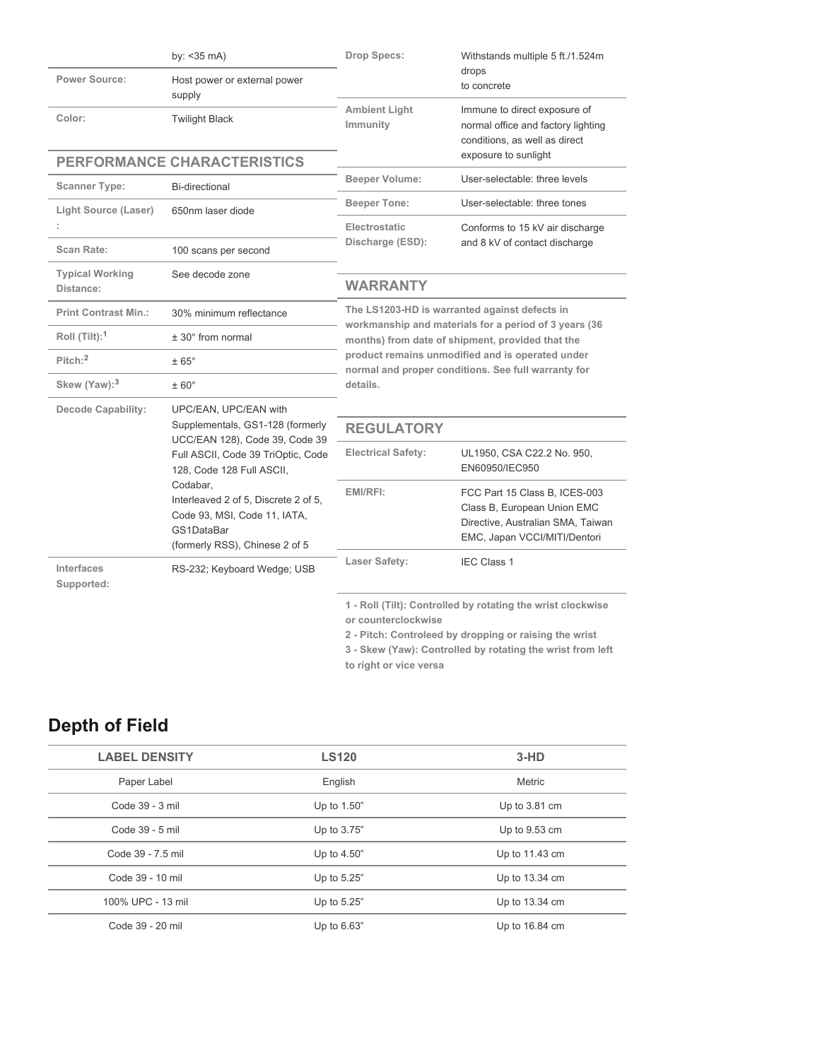| | |
|---|---|
| | by: <35 mA) |
| **Power Source:** | Host power or external power supply |
| **Color:** | Twilight Black |

## PERFORMANCE CHARACTERISTICS

| | |
|---|---|
| **Scanner Type:** | Bi-directional |
| **Light Source (Laser) :** | 650nm laser diode |
| **Scan Rate:** | 100 scans per second |
| **Typical Working Distance:** | See decode zone |
| **Print Contrast Min.:** | 30% minimum reflectance |
| **Roll (Tilt):[1]** | ± 30° from normal |
| **Pitch:[2]** | ± 65° |
| **Skew (Yaw):[3]** | ± 60° |
| **Decode Capability:** | UPC/EAN, UPC/EAN with Supplementals, GS1-128 (formerly UCC/EAN 128), Code 39, Code 39 Full ASCII, Code 39 TriOptic, Code 128, Code 128 Full ASCII, Codabar, Interleaved 2 of 5, Discrete 2 of 5, Code 93, MSI, Code 11, IATA, GS1DataBar (formerly RSS), Chinese 2 of 5 |
| **Interfaces Supported:** | RS-232; Keyboard Wedge; USB |

| | |
|---|---|
| **Drop Specs:** | Withstands multiple 5 ft./1.524m drops to concrete |
| **Ambient Light Immunity** | Immune to direct exposure of normal office and factory lighting conditions, as well as direct exposure to sunlight |
| **Beeper Volume:** | User-selectable: three levels |
| **Beeper Tone:** | User-selectable: three tones |
| **Electrostatic Discharge (ESD):** | Conforms to 15 kV air discharge and 8 kV of contact discharge |

## WARRANTY

**The LS1203-HD is warranted against defects in workmanship and materials for a period of 3 years (36 months) from date of shipment, provided that the product remains unmodified and is operated under normal and proper conditions. See full warranty for details.**

## REGULATORY

| | |
|---|---|
| **Electrical Safety:** | UL1950, CSA C22.2 No. 950, EN60950/IEC950 |
| **EMI/RFI:** | FCC Part 15 Class B, ICES-003 Class B, European Union EMC Directive, Australian SMA, Taiwan EMC, Japan VCCI/MITI/Dentori |
| **Laser Safety:** | IEC Class 1 |

**1 - Roll (Tilt): Controlled by rotating the wrist clockwise or counterclockwise**

**2 - Pitch: Controleed by dropping or raising the wrist**

**3 - Skew (Yaw): Controlled by rotating the wrist from left to right or vice versa**

## Depth of Field

| LABEL DENSITY | LS120 | 3-HD |
|---|---|---|
| Paper Label | English | Metric |
| Code 39 - 3 mil | Up to 1.50" | Up to 3.81 cm |
| Code 39 - 5 mil | Up to 3.75" | Up to 9.53 cm |
| Code 39 - 7.5 mil | Up to 4.50" | Up to 11.43 cm |
| Code 39 - 10 mil | Up to 5.25" | Up to 13.34 cm |
| 100% UPC - 13 mil | Up to 5.25" | Up to 13.34 cm |
| Code 39 - 20 mil | Up to 6.63" | Up to 16.84 cm |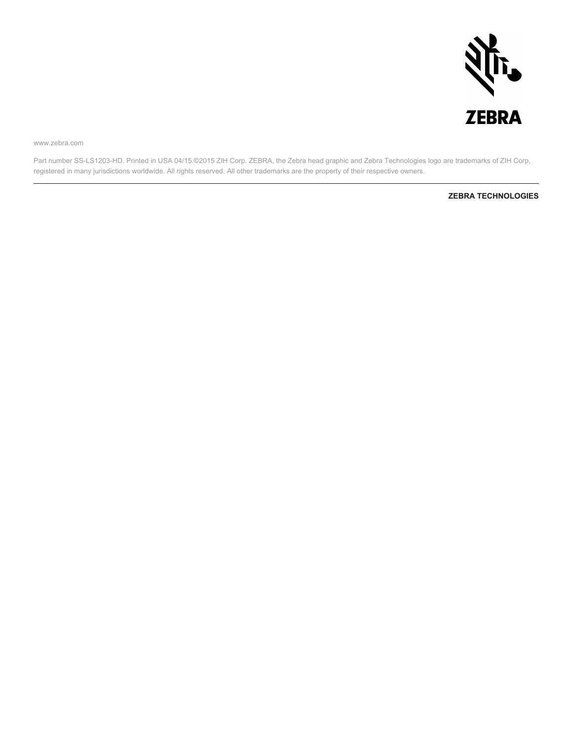ZEBRA

www.zebra.com

Part number SS-LS1203-HD. Printed in USA 04/15.©2015 ZIH Corp. ZEBRA, the Zebra head graphic and Zebra Technologies logo are trademarks of ZIH Corp, registered in many jurisdictions worldwide. All rights reserved. All other trademarks are the property of their respective owners.

---

**ZEBRA TECHNOLOGIES**